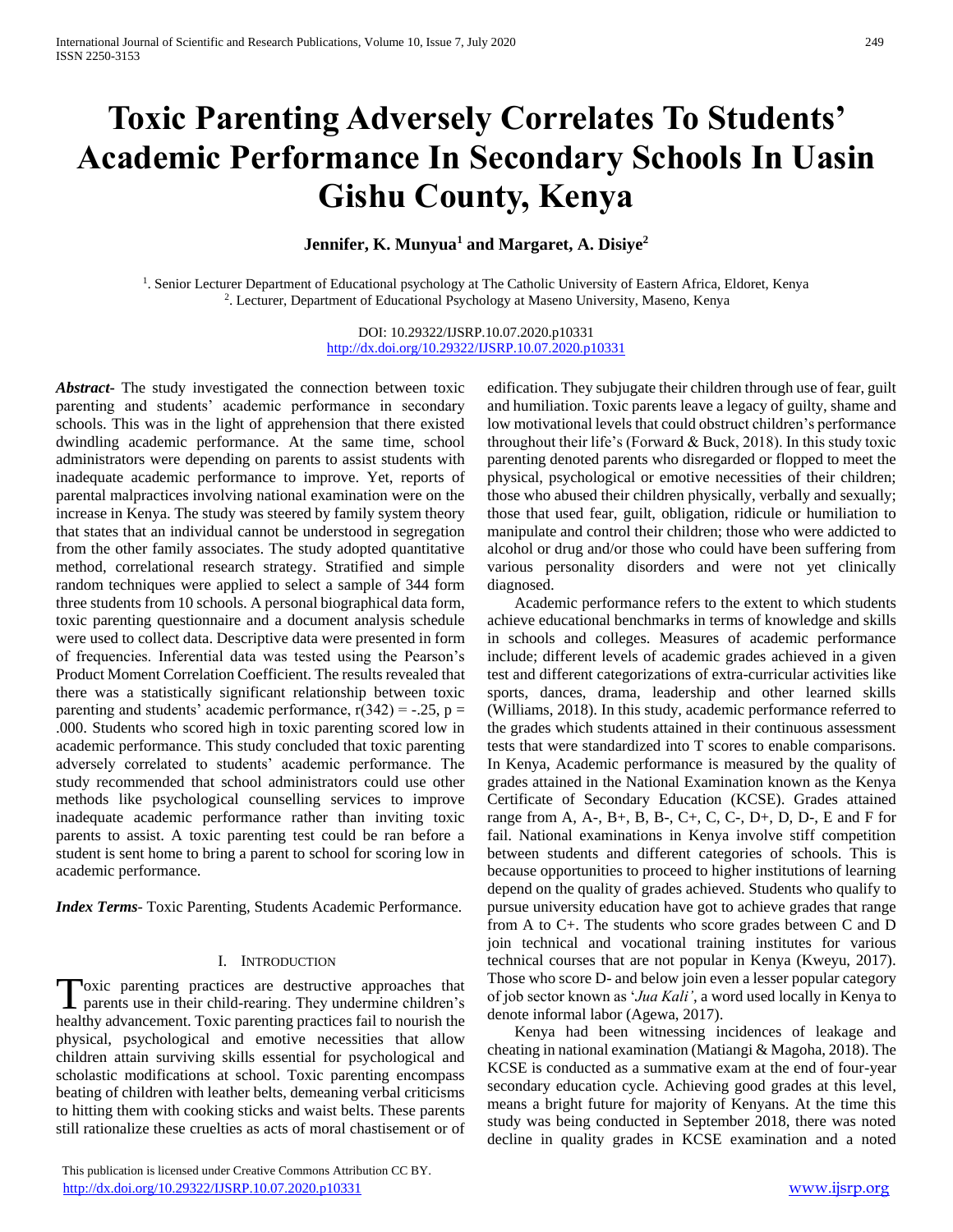# Toxic Parenting Adversely Correlates To Students' Academic Performance In Secondary Schools In Uasin Gishu County, Kenya

**Jennifer, K. Munyua[1] and Margaret, A. Disiye[2]**

[1]. Senior Lecturer Department of Educational psychology at The Catholic University of Eastern Africa, Eldoret, Kenya
[2]. Lecturer, Department of Educational Psychology at Maseno University, Maseno, Kenya

DOI: 10.29322/IJSRP.10.07.2020.p10331
http://dx.doi.org/10.29322/IJSRP.10.07.2020.p10331

***Abstract*-** The study investigated the connection between toxic parenting and students' academic performance in secondary schools. This was in the light of apprehension that there existed dwindling academic performance. At the same time, school administrators were depending on parents to assist students with inadequate academic performance to improve. Yet, reports of parental malpractices involving national examination were on the increase in Kenya. The study was steered by family system theory that states that an individual cannot be understood in segregation from the other family associates. The study adopted quantitative method, correlational research strategy. Stratified and simple random techniques were applied to select a sample of 344 form three students from 10 schools. A personal biographical data form, toxic parenting questionnaire and a document analysis schedule were used to collect data. Descriptive data were presented in form of frequencies. Inferential data was tested using the Pearson's Product Moment Correlation Coefficient. The results revealed that there was a statistically significant relationship between toxic parenting and students' academic performance, $r(342) = -.25$, $p = .000$. Students who scored high in toxic parenting scored low in academic performance. This study concluded that toxic parenting adversely correlated to students' academic performance. The study recommended that school administrators could use other methods like psychological counselling services to improve inadequate academic performance rather than inviting toxic parents to assist. A toxic parenting test could be ran before a student is sent home to bring a parent to school for scoring low in academic performance.

***Index Terms*-** Toxic Parenting, Students Academic Performance.

## I. Introduction

Toxic parenting practices are destructive approaches that parents use in their child-rearing. They undermine children's healthy advancement. Toxic parenting practices fail to nourish the physical, psychological and emotive necessities that allow children attain surviving skills essential for psychological and scholastic modifications at school. Toxic parenting encompass beating of children with leather belts, demeaning verbal criticisms to hitting them with cooking sticks and waist belts. These parents still rationalize these cruelties as acts of moral chastisement or of edification. They subjugate their children through use of fear, guilt and humiliation. Toxic parents leave a legacy of guilty, shame and low motivational levels that could obstruct children's performance throughout their life's (Forward & Buck, 2018). In this study toxic parenting denoted parents who disregarded or flopped to meet the physical, psychological or emotive necessities of their children; those who abused their children physically, verbally and sexually; those that used fear, guilt, obligation, ridicule or humiliation to manipulate and control their children; those who were addicted to alcohol or drug and/or those who could have been suffering from various personality disorders and were not yet clinically diagnosed.

Academic performance refers to the extent to which students achieve educational benchmarks in terms of knowledge and skills in schools and colleges. Measures of academic performance include; different levels of academic grades achieved in a given test and different categorizations of extra-curricular activities like sports, dances, drama, leadership and other learned skills (Williams, 2018). In this study, academic performance referred to the grades which students attained in their continuous assessment tests that were standardized into T scores to enable comparisons. In Kenya, Academic performance is measured by the quality of grades attained in the National Examination known as the Kenya Certificate of Secondary Education (KCSE). Grades attained range from A, A-, B+, B, B-, C+, C, C-, D+, D, D-, E and F for fail. National examinations in Kenya involve stiff competition between students and different categories of schools. This is because opportunities to proceed to higher institutions of learning depend on the quality of grades achieved. Students who qualify to pursue university education have got to achieve grades that range from A to C+. The students who score grades between C and D join technical and vocational training institutes for various technical courses that are not popular in Kenya (Kweyu, 2017). Those who score D- and below join even a lesser popular category of job sector known as '*Jua Kali'*, a word used locally in Kenya to denote informal labor (Agewa, 2017).

Kenya had been witnessing incidences of leakage and cheating in national examination (Matiangi & Magoha, 2018). The KCSE is conducted as a summative exam at the end of four-year secondary education cycle. Achieving good grades at this level, means a bright future for majority of Kenyans. At the time this study was being conducted in September 2018, there was noted decline in quality grades in KCSE examination and a noted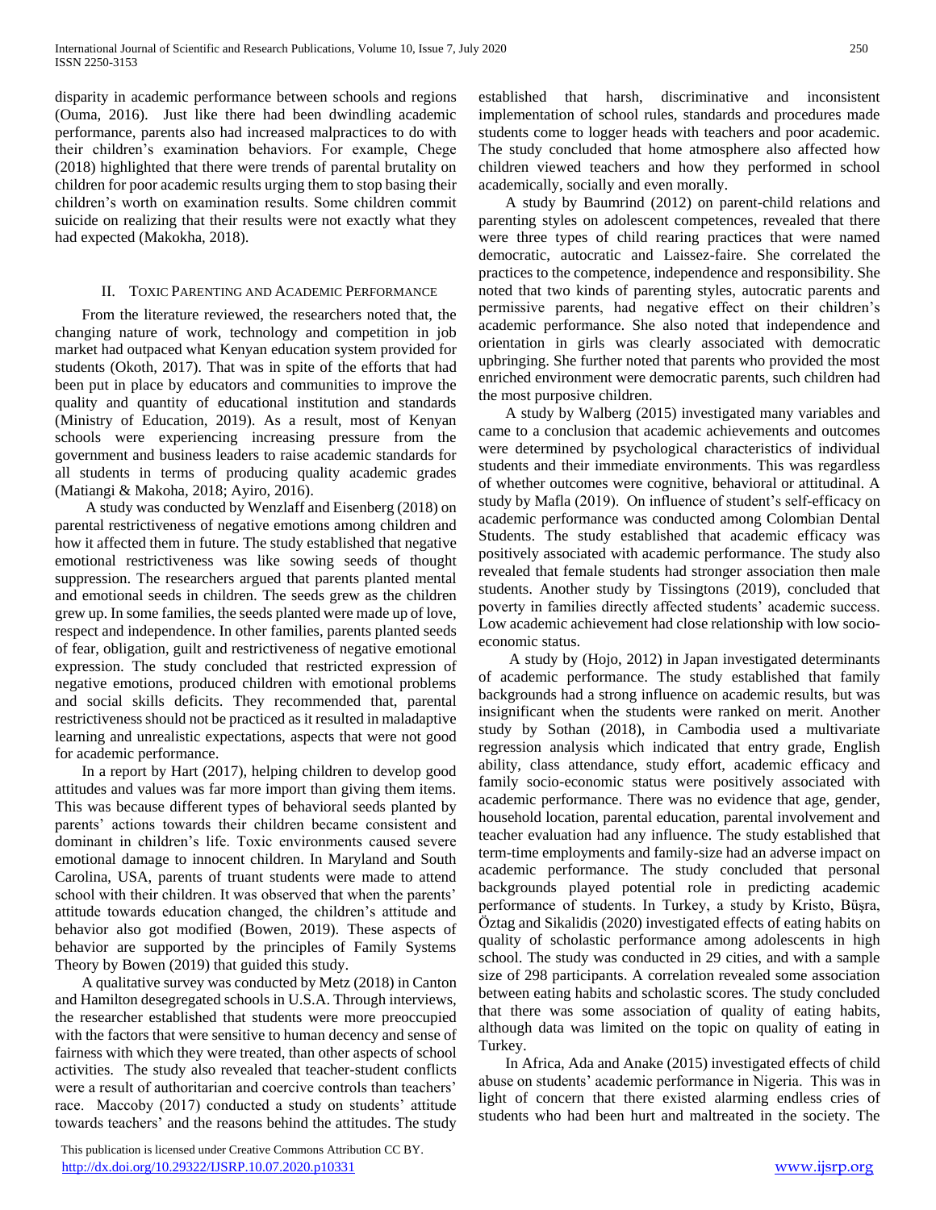disparity in academic performance between schools and regions (Ouma, 2016). Just like there had been dwindling academic performance, parents also had increased malpractices to do with their children's examination behaviors. For example, Chege (2018) highlighted that there were trends of parental brutality on children for poor academic results urging them to stop basing their children's worth on examination results. Some children commit suicide on realizing that their results were not exactly what they had expected (Makokha, 2018).

## II. Toxic Parenting and Academic Performance

From the literature reviewed, the researchers noted that, the changing nature of work, technology and competition in job market had outpaced what Kenyan education system provided for students (Okoth, 2017). That was in spite of the efforts that had been put in place by educators and communities to improve the quality and quantity of educational institution and standards (Ministry of Education, 2019). As a result, most of Kenyan schools were experiencing increasing pressure from the government and business leaders to raise academic standards for all students in terms of producing quality academic grades (Matiangi & Makoha, 2018; Ayiro, 2016).

A study was conducted by Wenzlaff and Eisenberg (2018) on parental restrictiveness of negative emotions among children and how it affected them in future. The study established that negative emotional restrictiveness was like sowing seeds of thought suppression. The researchers argued that parents planted mental and emotional seeds in children. The seeds grew as the children grew up. In some families, the seeds planted were made up of love, respect and independence. In other families, parents planted seeds of fear, obligation, guilt and restrictiveness of negative emotional expression. The study concluded that restricted expression of negative emotions, produced children with emotional problems and social skills deficits. They recommended that, parental restrictiveness should not be practiced as it resulted in maladaptive learning and unrealistic expectations, aspects that were not good for academic performance.

In a report by Hart (2017), helping children to develop good attitudes and values was far more import than giving them items. This was because different types of behavioral seeds planted by parents' actions towards their children became consistent and dominant in children's life. Toxic environments caused severe emotional damage to innocent children. In Maryland and South Carolina, USA, parents of truant students were made to attend school with their children. It was observed that when the parents' attitude towards education changed, the children's attitude and behavior also got modified (Bowen, 2019). These aspects of behavior are supported by the principles of Family Systems Theory by Bowen (2019) that guided this study.

A qualitative survey was conducted by Metz (2018) in Canton and Hamilton desegregated schools in U.S.A. Through interviews, the researcher established that students were more preoccupied with the factors that were sensitive to human decency and sense of fairness with which they were treated, than other aspects of school activities. The study also revealed that teacher-student conflicts were a result of authoritarian and coercive controls than teachers' race. Maccoby (2017) conducted a study on students' attitude towards teachers' and the reasons behind the attitudes. The study established that harsh, discriminative and inconsistent implementation of school rules, standards and procedures made students come to logger heads with teachers and poor academic. The study concluded that home atmosphere also affected how children viewed teachers and how they performed in school academically, socially and even morally.

A study by Baumrind (2012) on parent-child relations and parenting styles on adolescent competences, revealed that there were three types of child rearing practices that were named democratic, autocratic and Laissez-faire. She correlated the practices to the competence, independence and responsibility. She noted that two kinds of parenting styles, autocratic parents and permissive parents, had negative effect on their children's academic performance. She also noted that independence and orientation in girls was clearly associated with democratic upbringing. She further noted that parents who provided the most enriched environment were democratic parents, such children had the most purposive children.

A study by Walberg (2015) investigated many variables and came to a conclusion that academic achievements and outcomes were determined by psychological characteristics of individual students and their immediate environments. This was regardless of whether outcomes were cognitive, behavioral or attitudinal. A study by Mafla (2019). On influence of student's self-efficacy on academic performance was conducted among Colombian Dental Students. The study established that academic efficacy was positively associated with academic performance. The study also revealed that female students had stronger association then male students. Another study by Tissingtons (2019), concluded that poverty in families directly affected students' academic success. Low academic achievement had close relationship with low socio-economic status.

A study by (Hojo, 2012) in Japan investigated determinants of academic performance. The study established that family backgrounds had a strong influence on academic results, but was insignificant when the students were ranked on merit. Another study by Sothan (2018), in Cambodia used a multivariate regression analysis which indicated that entry grade, English ability, class attendance, study effort, academic efficacy and family socio-economic status were positively associated with academic performance. There was no evidence that age, gender, household location, parental education, parental involvement and teacher evaluation had any influence. The study established that term-time employments and family-size had an adverse impact on academic performance. The study concluded that personal backgrounds played potential role in predicting academic performance of students. In Turkey, a study by Kristo, Büşra, Öztag and Sikalidis (2020) investigated effects of eating habits on quality of scholastic performance among adolescents in high school. The study was conducted in 29 cities, and with a sample size of 298 participants. A correlation revealed some association between eating habits and scholastic scores. The study concluded that there was some association of quality of eating habits, although data was limited on the topic on quality of eating in Turkey.

In Africa, Ada and Anake (2015) investigated effects of child abuse on students' academic performance in Nigeria. This was in light of concern that there existed alarming endless cries of students who had been hurt and maltreated in the society. The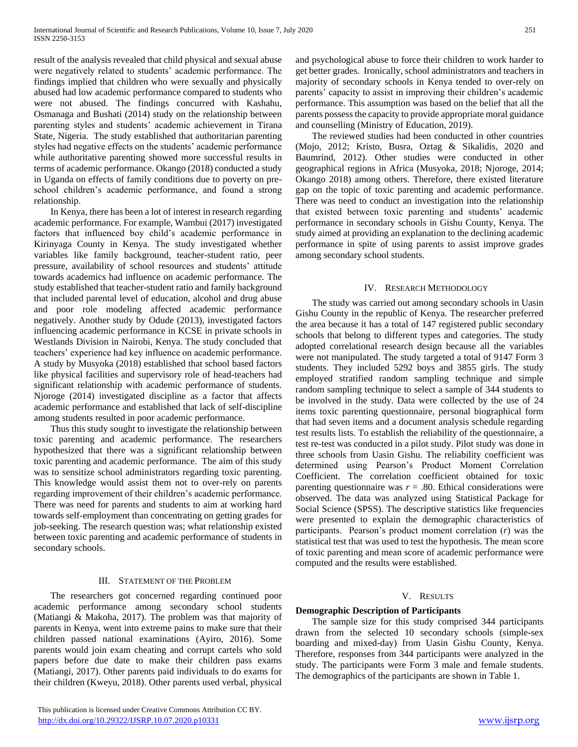result of the analysis revealed that child physical and sexual abuse were negatively related to students' academic performance. The findings implied that children who were sexually and physically abused had low academic performance compared to students who were not abused. The findings concurred with Kashahu, Osmanaga and Bushati (2014) study on the relationship between parenting styles and students' academic achievement in Tirana State, Nigeria. The study established that authoritarian parenting styles had negative effects on the students' academic performance while authoritative parenting showed more successful results in terms of academic performance. Okango (2018) conducted a study in Uganda on effects of family conditions due to poverty on pre-school children's academic performance, and found a strong relationship.

In Kenya, there has been a lot of interest in research regarding academic performance. For example, Wambui (2017) investigated factors that influenced boy child's academic performance in Kirinyaga County in Kenya. The study investigated whether variables like family background, teacher-student ratio, peer pressure, availability of school resources and students' attitude towards academics had influence on academic performance. The study established that teacher-student ratio and family background that included parental level of education, alcohol and drug abuse and poor role modeling affected academic performance negatively. Another study by Odude (2013), investigated factors influencing academic performance in KCSE in private schools in Westlands Division in Nairobi, Kenya. The study concluded that teachers' experience had key influence on academic performance. A study by Musyoka (2018) established that school based factors like physical facilities and supervisory role of head-teachers had significant relationship with academic performance of students. Njoroge (2014) investigated discipline as a factor that affects academic performance and established that lack of self-discipline among students resulted in poor academic performance.

Thus this study sought to investigate the relationship between toxic parenting and academic performance. The researchers hypothesized that there was a significant relationship between toxic parenting and academic performance. The aim of this study was to sensitize school administrators regarding toxic parenting. This knowledge would assist them not to over-rely on parents regarding improvement of their children's academic performance. There was need for parents and students to aim at working hard towards self-employment than concentrating on getting grades for job-seeking. The research question was; what relationship existed between toxic parenting and academic performance of students in secondary schools.

## III. Statement of the Problem

The researchers got concerned regarding continued poor academic performance among secondary school students (Matiangi & Makoha, 2017). The problem was that majority of parents in Kenya, went into extreme pains to make sure that their children passed national examinations (Ayiro, 2016). Some parents would join exam cheating and corrupt cartels who sold papers before due date to make their children pass exams (Matiangi, 2017). Other parents paid individuals to do exams for their children (Kweyu, 2018). Other parents used verbal, physical and psychological abuse to force their children to work harder to get better grades. Ironically, school administrators and teachers in majority of secondary schools in Kenya tended to over-rely on parents' capacity to assist in improving their children's academic performance. This assumption was based on the belief that all the parents possess the capacity to provide appropriate moral guidance and counselling (Ministry of Education, 2019).

The reviewed studies had been conducted in other countries (Mojo, 2012; Kristo, Busra, Oztag & Sikalidis, 2020 and Baumrind, 2012). Other studies were conducted in other geographical regions in Africa (Musyoka, 2018; Njoroge, 2014; Okango 2018) among others. Therefore, there existed literature gap on the topic of toxic parenting and academic performance. There was need to conduct an investigation into the relationship that existed between toxic parenting and students' academic performance in secondary schools in Gishu County, Kenya. The study aimed at providing an explanation to the declining academic performance in spite of using parents to assist improve grades among secondary school students.

## IV. Research Methodology

The study was carried out among secondary schools in Uasin Gishu County in the republic of Kenya. The researcher preferred the area because it has a total of 147 registered public secondary schools that belong to different types and categories. The study adopted correlational research design because all the variables were not manipulated. The study targeted a total of 9147 Form 3 students. They included 5292 boys and 3855 girls. The study employed stratified random sampling technique and simple random sampling technique to select a sample of 344 students to be involved in the study. Data were collected by the use of 24 items toxic parenting questionnaire, personal biographical form that had seven items and a document analysis schedule regarding test results lists. To establish the reliability of the questionnaire, a test re-test was conducted in a pilot study. Pilot study was done in three schools from Uasin Gishu. The reliability coefficient was determined using Pearson's Product Moment Correlation Coefficient. The correlation coefficient obtained for toxic parenting questionnaire was $r = .80$. Ethical considerations were observed. The data was analyzed using Statistical Package for Social Science (SPSS). The descriptive statistics like frequencies were presented to explain the demographic characteristics of participants. Pearson's product moment correlation ($r$) was the statistical test that was used to test the hypothesis. The mean score of toxic parenting and mean score of academic performance were computed and the results were established.

## V. Results

**Demographic Description of Participants**

The sample size for this study comprised 344 participants drawn from the selected 10 secondary schools (simple-sex boarding and mixed-day) from Uasin Gishu County, Kenya. Therefore, responses from 344 participants were analyzed in the study. The participants were Form 3 male and female students. The demographics of the participants are shown in Table 1.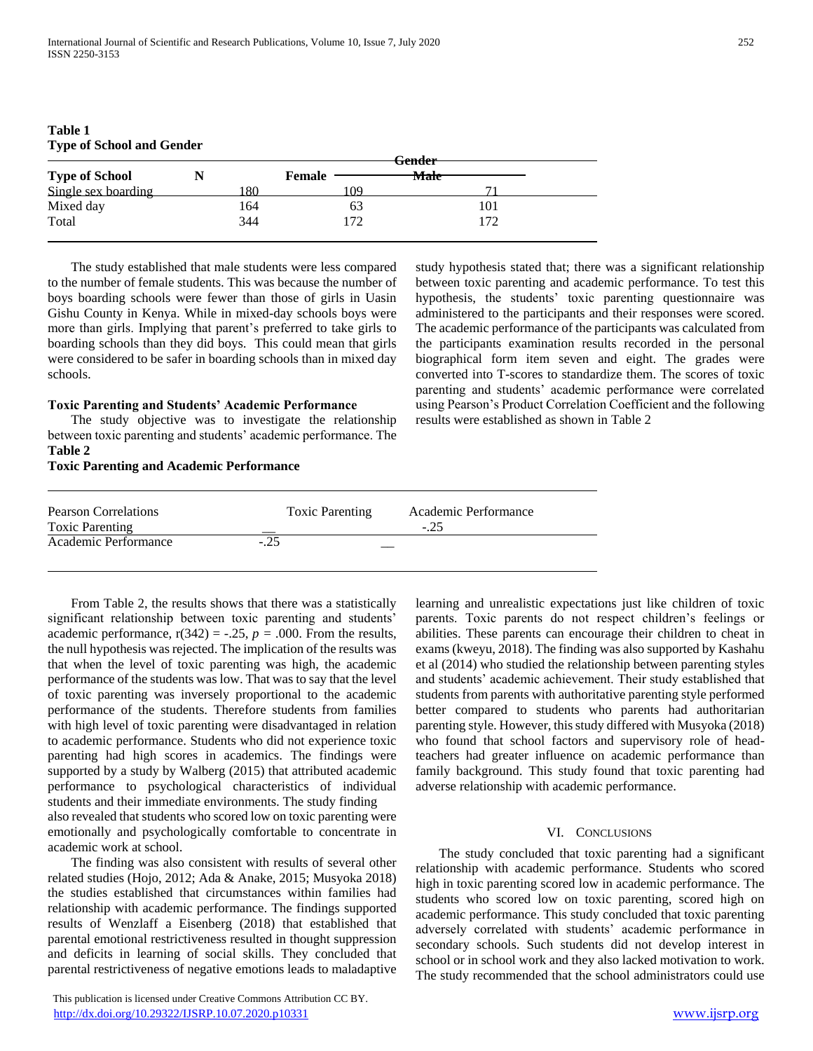**Table 1**
**Type of School and Gender**

| Type of School | N | Female | Gender Male |
|---|---|---|---|
| Single sex boarding | 180 | 109 | 71 |
| Mixed day | 164 | 63 | 101 |
| Total | 344 | 172 | 172 |

The study established that male students were less compared to the number of female students. This was because the number of boys boarding schools were fewer than those of girls in Uasin Gishu County in Kenya. While in mixed-day schools boys were more than girls. Implying that parent's preferred to take girls to boarding schools than they did boys. This could mean that girls were considered to be safer in boarding schools than in mixed day schools.

### Toxic Parenting and Students' Academic Performance

The study objective was to investigate the relationship between toxic parenting and students' academic performance. The study hypothesis stated that; there was a significant relationship between toxic parenting and academic performance. To test this hypothesis, the students' toxic parenting questionnaire was administered to the participants and their responses were scored. The academic performance of the participants was calculated from the participants examination results recorded in the personal biographical form item seven and eight. The grades were converted into T-scores to standardize them. The scores of toxic parenting and students' academic performance were correlated using Pearson's Product Correlation Coefficient and the following results were established as shown in Table 2

**Table 2**
**Toxic Parenting and Academic Performance**

| Pearson Correlations | Toxic Parenting | Academic Performance |
|---|---|---|
| Toxic Parenting | __ | -.25 |
| Academic Performance | -.25 | __ |

From Table 2, the results shows that there was a statistically significant relationship between toxic parenting and students' academic performance, $r(342) = -.25$, $p = .000$. From the results, the null hypothesis was rejected. The implication of the results was that when the level of toxic parenting was high, the academic performance of the students was low. That was to say that the level of toxic parenting was inversely proportional to the academic performance of the students. Therefore students from families with high level of toxic parenting were disadvantaged in relation to academic performance. Students who did not experience toxic parenting had high scores in academics. The findings were supported by a study by Walberg (2015) that attributed academic performance to psychological characteristics of individual students and their immediate environments. The study finding also revealed that students who scored low on toxic parenting were emotionally and psychologically comfortable to concentrate in academic work at school.

The finding was also consistent with results of several other related studies (Hojo, 2012; Ada & Anake, 2015; Musyoka 2018) the studies established that circumstances within families had relationship with academic performance. The findings supported results of Wenzlaff a Eisenberg (2018) that established that parental emotional restrictiveness resulted in thought suppression and deficits in learning of social skills. They concluded that parental restrictiveness of negative emotions leads to maladaptive learning and unrealistic expectations just like children of toxic parents. Toxic parents do not respect children's feelings or abilities. These parents can encourage their children to cheat in exams (kweyu, 2018). The finding was also supported by Kashahu et al (2014) who studied the relationship between parenting styles and students' academic achievement. Their study established that students from parents with authoritative parenting style performed better compared to students who parents had authoritarian parenting style. However, this study differed with Musyoka (2018) who found that school factors and supervisory role of head-teachers had greater influence on academic performance than family background. This study found that toxic parenting had adverse relationship with academic performance.

## VI. Conclusions

The study concluded that toxic parenting had a significant relationship with academic performance. Students who scored high in toxic parenting scored low in academic performance. The students who scored low on toxic parenting, scored high on academic performance. This study concluded that toxic parenting adversely correlated with students' academic performance in secondary schools. Such students did not develop interest in school or in school work and they also lacked motivation to work. The study recommended that the school administrators could use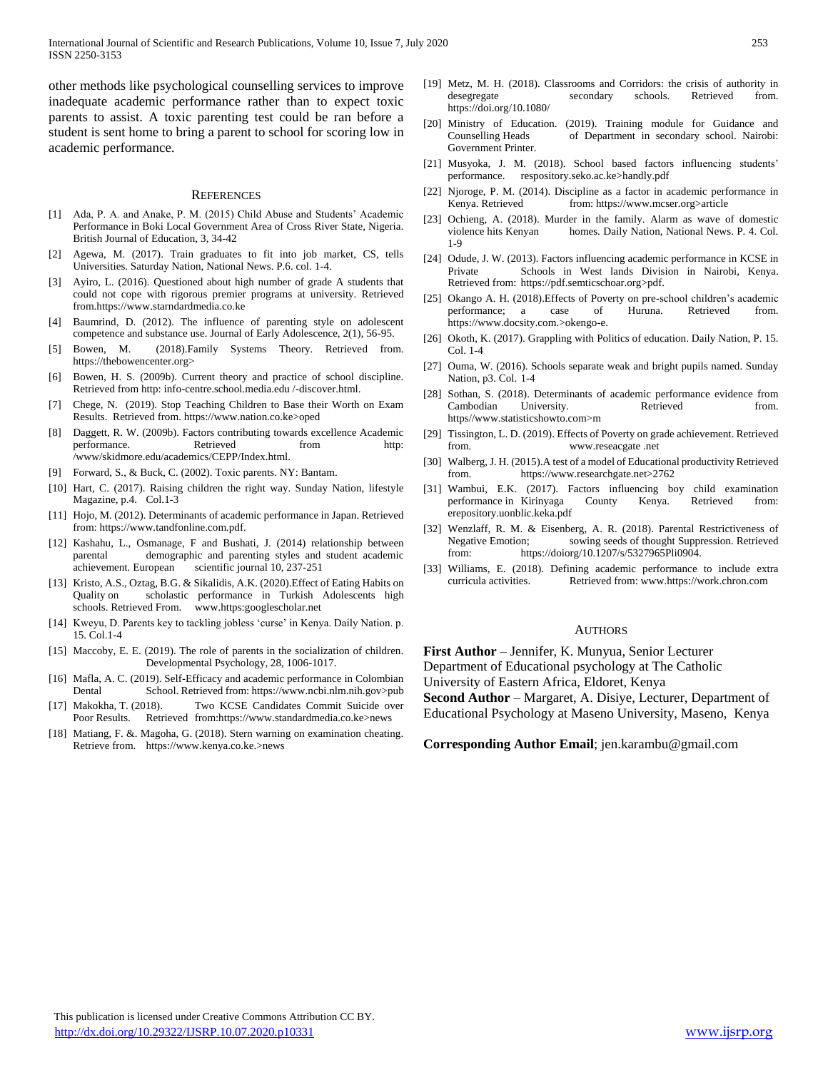other methods like psychological counselling services to improve inadequate academic performance rather than to expect toxic parents to assist. A toxic parenting test could be ran before a student is sent home to bring a parent to school for scoring low in academic performance.

## REFERENCES

[1] Ada, P. A. and Anake, P. M. (2015) Child Abuse and Students' Academic Performance in Boki Local Government Area of Cross River State, Nigeria. British Journal of Education, 3, 34-42

[2] Agewa, M. (2017). Train graduates to fit into job market, CS, tells Universities. Saturday Nation, National News. P.6. col. 1-4.

[3] Ayiro, L. (2016). Questioned about high number of grade A students that could not cope with rigorous premier programs at university. Retrieved from.https://www.starndardmedia.co.ke

[4] Baumrind, D. (2012). The influence of parenting style on adolescent competence and substance use. Journal of Early Adolescence, 2(1), 56-95.

[5] Bowen, M. (2018).Family Systems Theory. Retrieved from. https://thebowencenter.org>

[6] Bowen, H. S. (2009b). Current theory and practice of school discipline. Retrieved from http: info-centre.school.media.edu /-discover.html.

[7] Chege, N. (2019). Stop Teaching Children to Base their Worth on Exam Results. Retrieved from. https://www.nation.co.ke>oped

[8] Daggett, R. W. (2009b). Factors contributing towards excellence Academic performance. Retrieved from http: /www/skidmore.edu/academics/CEPP/Index.html.

[9] Forward, S., & Buck, C. (2002). Toxic parents. NY: Bantam.

[10] Hart, C. (2017). Raising children the right way. Sunday Nation, lifestyle Magazine, p.4. Col.1-3

[11] Hojo, M. (2012). Determinants of academic performance in Japan. Retrieved from: https://www.tandfonline.com.pdf.

[12] Kashahu, L., Osmanage, F and Bushati, J. (2014) relationship between parental demographic and parenting styles and student academic achievement. European scientific journal 10, 237-251

[13] Kristo, A.S., Oztag, B.G. & Sikalidis, A.K. (2020).Effect of Eating Habits on Quality on scholastic performance in Turkish Adolescents high schools. Retrieved From. www.https:googlescholar.net

[14] Kweyu, D. Parents key to tackling jobless 'curse' in Kenya. Daily Nation. p. 15. Col.1-4

[15] Maccoby, E. E. (2019). The role of parents in the socialization of children. Developmental Psychology, 28, 1006-1017.

[16] Mafla, A. C. (2019). Self-Efficacy and academic performance in Colombian Dental School. Retrieved from: https://www.ncbi.nlm.nih.gov>pub

[17] Makokha, T. (2018). Two KCSE Candidates Commit Suicide over Poor Results. Retrieved from:https://www.standardmedia.co.ke>news

[18] Matiang, F. &. Magoha, G. (2018). Stern warning on examination cheating. Retrieve from. https://www.kenya.co.ke.>news

[19] Metz, M. H. (2018). Classrooms and Corridors: the crisis of authority in desegregate secondary schools. Retrieved from. https://doi.org/10.1080/

[20] Ministry of Education. (2019). Training module for Guidance and Counselling Heads of Department in secondary school. Nairobi: Government Printer.

[21] Musyoka, J. M. (2018). School based factors influencing students' performance. respository.seko.ac.ke>handly.pdf

[22] Njoroge, P. M. (2014). Discipline as a factor in academic performance in Kenya. Retrieved from: https://www.mcser.org>article

[23] Ochieng, A. (2018). Murder in the family. Alarm as wave of domestic violence hits Kenyan homes. Daily Nation, National News. P. 4. Col. 1-9

[24] Odude, J. W. (2013). Factors influencing academic performance in KCSE in Private Schools in West lands Division in Nairobi, Kenya. Retrieved from: https://pdf.semticschoar.org>pdf.

[25] Okango A. H. (2018).Effects of Poverty on pre-school children's academic performance; a case of Huruna. Retrieved from. https://www.docsity.com.>okengo-e.

[26] Okoth, K. (2017). Grappling with Politics of education. Daily Nation, P. 15. Col. 1-4

[27] Ouma, W. (2016). Schools separate weak and bright pupils named. Sunday Nation, p3. Col. 1-4

[28] Sothan, S. (2018). Determinants of academic performance evidence from Cambodian University. Retrieved from. https//www.statisticshowto.com>m

[29] Tissington, L. D. (2019). Effects of Poverty on grade achievement. Retrieved from. www.reseacgate .net

[30] Walberg, J. H. (2015).A test of a model of Educational productivity Retrieved from. https://www.researchgate.net>2762

[31] Wambui, E.K. (2017). Factors influencing boy child examination performance in Kirinyaga County Kenya. Retrieved from: erepository.uonblic.keka.pdf

[32] Wenzlaff, R. M. & Eisenberg, A. R. (2018). Parental Restrictiveness of Negative Emotion; sowing seeds of thought Suppression. Retrieved from: https://doiorg/10.1207/s/5327965Pli0904.

[33] Williams, E. (2018). Defining academic performance to include extra curricula activities. Retrieved from: www.https://work.chron.com

## AUTHORS

**First Author** – Jennifer, K. Munyua, Senior Lecturer Department of Educational psychology at The Catholic University of Eastern Africa, Eldoret, Kenya
**Second Author** – Margaret, A. Disiye, Lecturer, Department of Educational Psychology at Maseno University, Maseno, Kenya

**Corresponding Author Email**; jen.karambu@gmail.com